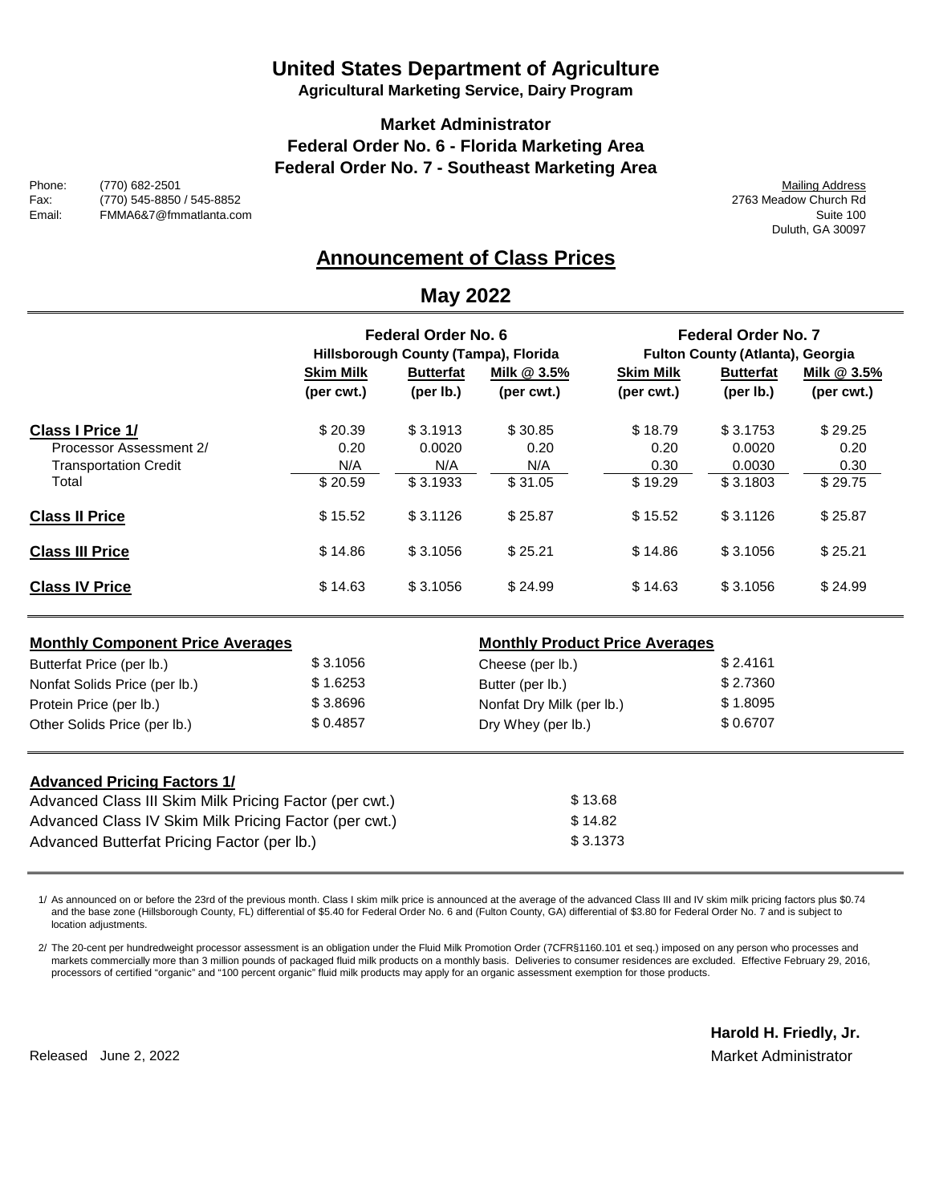# United States Department of Agriculture

**Agricultural Marketing Service, Dairy Program**

## Market Administrator
## Federal Order No. 6 - Florida Marketing Area
## Federal Order No. 7 - Southeast Marketing Area

Phone: (770) 682-2501
Fax: (770) 545-8850 / 545-8852
Email: FMMA6&7@fmmatlanta.com

Mailing Address
2763 Meadow Church Rd
Suite 100
Duluth, GA 30097

## Announcement of Class Prices

## May 2022

| | Federal Order No. 6 Hillsborough County (Tampa), Florida | | | Federal Order No. 7 Fulton County (Atlanta), Georgia | | |
|---|---|---|---|---|---|---|
| | Skim Milk (per cwt.) | Butterfat (per lb.) | Milk @ 3.5% (per cwt.) | Skim Milk (per cwt.) | Butterfat (per lb.) | Milk @ 3.5% (per cwt.) |
| **Class I Price 1/** | $ 20.39 | $ 3.1913 | $ 30.85 | $ 18.79 | $ 3.1753 | $ 29.25 |
| Processor Assessment 2/ | 0.20 | 0.0020 | 0.20 | 0.20 | 0.0020 | 0.20 |
| Transportation Credit | N/A | N/A | N/A | 0.30 | 0.0030 | 0.30 |
| Total | $ 20.59 | $ 3.1933 | $ 31.05 | $ 19.29 | $ 3.1803 | $ 29.75 |
| **Class II Price** | $ 15.52 | $ 3.1126 | $ 25.87 | $ 15.52 | $ 3.1126 | $ 25.87 |
| **Class III Price** | $ 14.86 | $ 3.1056 | $ 25.21 | $ 14.86 | $ 3.1056 | $ 25.21 |
| **Class IV Price** | $ 14.63 | $ 3.1056 | $ 24.99 | $ 14.63 | $ 3.1056 | $ 24.99 |

| **Monthly Component Price Averages** | | **Monthly Product Price Averages** | |
|---|---|---|---|
| Butterfat Price (per lb.) | $ 3.1056 | Cheese (per lb.) | $ 2.4161 |
| Nonfat Solids Price (per lb.) | $ 1.6253 | Butter (per lb.) | $ 2.7360 |
| Protein Price (per lb.) | $ 3.8696 | Nonfat Dry Milk (per lb.) | $ 1.8095 |
| Other Solids Price (per lb.) | $ 0.4857 | Dry Whey (per lb.) | $ 0.6707 |

| **Advanced Pricing Factors 1/** | |
|---|---|
| Advanced Class III Skim Milk Pricing Factor (per cwt.) | $ 13.68 |
| Advanced Class IV Skim Milk Pricing Factor (per cwt.) | $ 14.82 |
| Advanced Butterfat Pricing Factor (per lb.) | $ 3.1373 |

1/ As announced on or before the 23rd of the previous month. Class I skim milk price is announced at the average of the advanced Class III and IV skim milk pricing factors plus $0.74 and the base zone (Hillsborough County, FL) differential of $5.40 for Federal Order No. 6 and (Fulton County, GA) differential of $3.80 for Federal Order No. 7 and is subject to location adjustments.

2/ The 20-cent per hundredweight processor assessment is an obligation under the Fluid Milk Promotion Order (7CFR§1160.101 et seq.) imposed on any person who processes and markets commercially more than 3 million pounds of packaged fluid milk products on a monthly basis. Deliveries to consumer residences are excluded. Effective February 29, 2016, processors of certified "organic" and "100 percent organic" fluid milk products may apply for an organic assessment exemption for those products.

Released June 2, 2022

**Harold H. Friedly, Jr.**
Market Administrator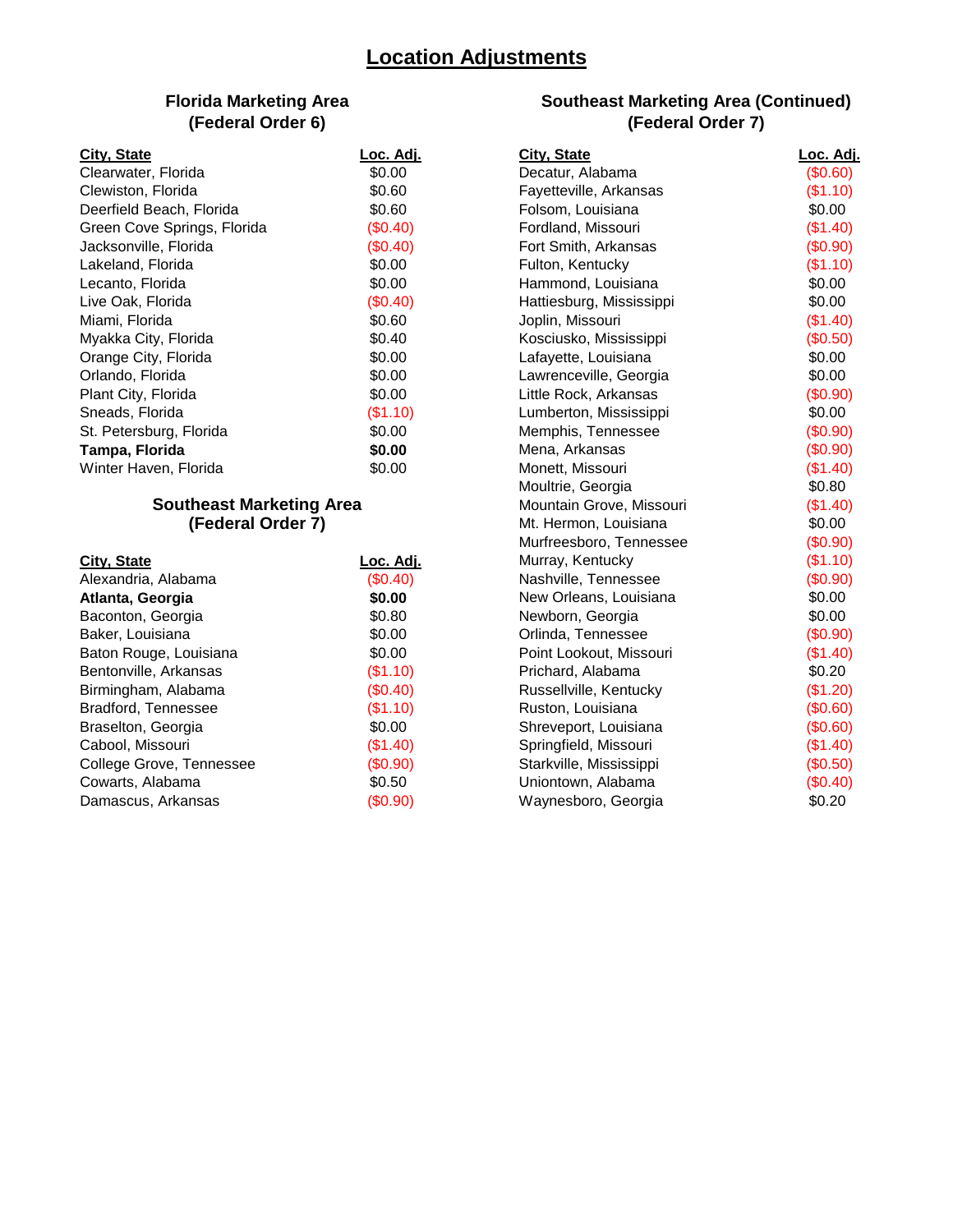# Location Adjustments

## Florida Marketing Area (Federal Order 6)

| City, State | Loc. Adj. |
|---|---|
| Clearwater, Florida | $0.00 |
| Clewiston, Florida | $0.60 |
| Deerfield Beach, Florida | $0.60 |
| Green Cove Springs, Florida | ($0.40) |
| Jacksonville, Florida | ($0.40) |
| Lakeland, Florida | $0.00 |
| Lecanto, Florida | $0.00 |
| Live Oak, Florida | ($0.40) |
| Miami, Florida | $0.60 |
| Myakka City, Florida | $0.40 |
| Orange City, Florida | $0.00 |
| Orlando, Florida | $0.00 |
| Plant City, Florida | $0.00 |
| Sneads, Florida | ($1.10) |
| St. Petersburg, Florida | $0.00 |
| **Tampa, Florida** | **$0.00** |
| Winter Haven, Florida | $0.00 |

## Southeast Marketing Area (Federal Order 7)

| City, State | Loc. Adj. |
|---|---|
| Alexandria, Alabama | ($0.40) |
| **Atlanta, Georgia** | **$0.00** |
| Baconton, Georgia | $0.80 |
| Baker, Louisiana | $0.00 |
| Baton Rouge, Louisiana | $0.00 |
| Bentonville, Arkansas | ($1.10) |
| Birmingham, Alabama | ($0.40) |
| Bradford, Tennessee | ($1.10) |
| Braselton, Georgia | $0.00 |
| Cabool, Missouri | ($1.40) |
| College Grove, Tennessee | ($0.90) |
| Cowarts, Alabama | $0.50 |
| Damascus, Arkansas | ($0.90) |

## Southeast Marketing Area (Continued) (Federal Order 7)

| City, State | Loc. Adj. |
|---|---|
| Decatur, Alabama | ($0.60) |
| Fayetteville, Arkansas | ($1.10) |
| Folsom, Louisiana | $0.00 |
| Fordland, Missouri | ($1.40) |
| Fort Smith, Arkansas | ($0.90) |
| Fulton, Kentucky | ($1.10) |
| Hammond, Louisiana | $0.00 |
| Hattiesburg, Mississippi | $0.00 |
| Joplin, Missouri | ($1.40) |
| Kosciusko, Mississippi | ($0.50) |
| Lafayette, Louisiana | $0.00 |
| Lawrenceville, Georgia | $0.00 |
| Little Rock, Arkansas | ($0.90) |
| Lumberton, Mississippi | $0.00 |
| Memphis, Tennessee | ($0.90) |
| Mena, Arkansas | ($0.90) |
| Monett, Missouri | ($1.40) |
| Moultrie, Georgia | $0.80 |
| Mountain Grove, Missouri | ($1.40) |
| Mt. Hermon, Louisiana | $0.00 |
| Murfreesboro, Tennessee | ($0.90) |
| Murray, Kentucky | ($1.10) |
| Nashville, Tennessee | ($0.90) |
| New Orleans, Louisiana | $0.00 |
| Newborn, Georgia | $0.00 |
| Orlinda, Tennessee | ($0.90) |
| Point Lookout, Missouri | ($1.40) |
| Prichard, Alabama | $0.20 |
| Russellville, Kentucky | ($1.20) |
| Ruston, Louisiana | ($0.60) |
| Shreveport, Louisiana | ($0.60) |
| Springfield, Missouri | ($1.40) |
| Starkville, Mississippi | ($0.50) |
| Uniontown, Alabama | ($0.40) |
| Waynesboro, Georgia | $0.20 |